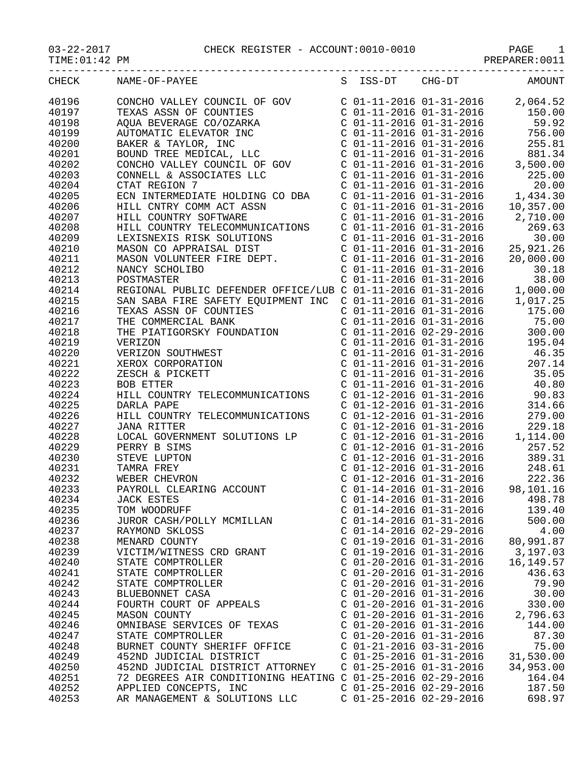03-22-2017 CHECK REGISTER - ACCOUNT:0010-0010

TIME:01:42 PM PREPARER:0011

| CHECK | NAME-OF-PAYEE | S | ISS-DT | CHG-DT | AMOUNT |
|---|---|---|---|---|---|
| 40196 | CONCHO VALLEY COUNCIL OF GOV | C | 01-11-2016 | 01-31-2016 | 2,064.52 |
| 40197 | TEXAS ASSN OF COUNTIES | C | 01-11-2016 | 01-31-2016 | 150.00 |
| 40198 | AQUA BEVERAGE CO/OZARKA | C | 01-11-2016 | 01-31-2016 | 59.92 |
| 40199 | AUTOMATIC ELEVATOR INC | C | 01-11-2016 | 01-31-2016 | 756.00 |
| 40200 | BAKER & TAYLOR, INC | C | 01-11-2016 | 01-31-2016 | 255.81 |
| 40201 | BOUND TREE MEDICAL, LLC | C | 01-11-2016 | 01-31-2016 | 881.34 |
| 40202 | CONCHO VALLEY COUNCIL OF GOV | C | 01-11-2016 | 01-31-2016 | 3,500.00 |
| 40203 | CONNELL & ASSOCIATES LLC | C | 01-11-2016 | 01-31-2016 | 225.00 |
| 40204 | CTAT REGION 7 | C | 01-11-2016 | 01-31-2016 | 20.00 |
| 40205 | ECN INTERMEDIATE HOLDING CO DBA | C | 01-11-2016 | 01-31-2016 | 1,434.30 |
| 40206 | HILL CNTRY COMM ACT ASSN | C | 01-11-2016 | 01-31-2016 | 10,357.00 |
| 40207 | HILL COUNTRY SOFTWARE | C | 01-11-2016 | 01-31-2016 | 2,710.00 |
| 40208 | HILL COUNTRY TELECOMMUNICATIONS | C | 01-11-2016 | 01-31-2016 | 269.63 |
| 40209 | LEXISNEXIS RISK SOLUTIONS | C | 01-11-2016 | 01-31-2016 | 30.00 |
| 40210 | MASON CO APPRAISAL DIST | C | 01-11-2016 | 01-31-2016 | 25,921.26 |
| 40211 | MASON VOLUNTEER FIRE DEPT. | C | 01-11-2016 | 01-31-2016 | 20,000.00 |
| 40212 | NANCY SCHOLIBO | C | 01-11-2016 | 01-31-2016 | 30.18 |
| 40213 | POSTMASTER | C | 01-11-2016 | 01-31-2016 | 38.00 |
| 40214 | REGIONAL PUBLIC DEFENDER OFFICE/LUB | C | 01-11-2016 | 01-31-2016 | 1,000.00 |
| 40215 | SAN SABA FIRE SAFETY EQUIPMENT INC | C | 01-11-2016 | 01-31-2016 | 1,017.25 |
| 40216 | TEXAS ASSN OF COUNTIES | C | 01-11-2016 | 01-31-2016 | 175.00 |
| 40217 | THE COMMERCIAL BANK | C | 01-11-2016 | 01-31-2016 | 75.00 |
| 40218 | THE PIATIGORSKY FOUNDATION | C | 01-11-2016 | 02-29-2016 | 300.00 |
| 40219 | VERIZON | C | 01-11-2016 | 01-31-2016 | 195.04 |
| 40220 | VERIZON SOUTHWEST | C | 01-11-2016 | 01-31-2016 | 46.35 |
| 40221 | XEROX CORPORATION | C | 01-11-2016 | 01-31-2016 | 207.14 |
| 40222 | ZESCH & PICKETT | C | 01-11-2016 | 01-31-2016 | 35.05 |
| 40223 | BOB ETTER | C | 01-11-2016 | 01-31-2016 | 40.80 |
| 40224 | HILL COUNTRY TELECOMMUNICATIONS | C | 01-12-2016 | 01-31-2016 | 90.83 |
| 40225 | DARLA PAPE | C | 01-12-2016 | 01-31-2016 | 314.66 |
| 40226 | HILL COUNTRY TELECOMMUNICATIONS | C | 01-12-2016 | 01-31-2016 | 279.00 |
| 40227 | JANA RITTER | C | 01-12-2016 | 01-31-2016 | 229.18 |
| 40228 | LOCAL GOVERNMENT SOLUTIONS LP | C | 01-12-2016 | 01-31-2016 | 1,114.00 |
| 40229 | PERRY B SIMS | C | 01-12-2016 | 01-31-2016 | 257.52 |
| 40230 | STEVE LUPTON | C | 01-12-2016 | 01-31-2016 | 389.31 |
| 40231 | TAMRA FREY | C | 01-12-2016 | 01-31-2016 | 248.61 |
| 40232 | WEBER CHEVRON | C | 01-12-2016 | 01-31-2016 | 222.36 |
| 40233 | PAYROLL CLEARING ACCOUNT | C | 01-14-2016 | 01-31-2016 | 98,101.16 |
| 40234 | JACK ESTES | C | 01-14-2016 | 01-31-2016 | 498.78 |
| 40235 | TOM WOODRUFF | C | 01-14-2016 | 01-31-2016 | 139.40 |
| 40236 | JUROR CASH/POLLY MCMILLAN | C | 01-14-2016 | 01-31-2016 | 500.00 |
| 40237 | RAYMOND SKLOSS | C | 01-14-2016 | 02-29-2016 | 4.00 |
| 40238 | MENARD COUNTY | C | 01-19-2016 | 01-31-2016 | 80,991.87 |
| 40239 | VICTIM/WITNESS CRD GRANT | C | 01-19-2016 | 01-31-2016 | 3,197.03 |
| 40240 | STATE COMPTROLLER | C | 01-20-2016 | 01-31-2016 | 16,149.57 |
| 40241 | STATE COMPTROLLER | C | 01-20-2016 | 01-31-2016 | 436.63 |
| 40242 | STATE COMPTROLLER | C | 01-20-2016 | 01-31-2016 | 79.90 |
| 40243 | BLUEBONNET CASA | C | 01-20-2016 | 01-31-2016 | 30.00 |
| 40244 | FOURTH COURT OF APPEALS | C | 01-20-2016 | 01-31-2016 | 330.00 |
| 40245 | MASON COUNTY | C | 01-20-2016 | 01-31-2016 | 2,796.63 |
| 40246 | OMNIBASE SERVICES OF TEXAS | C | 01-20-2016 | 01-31-2016 | 144.00 |
| 40247 | STATE COMPTROLLER | C | 01-20-2016 | 01-31-2016 | 87.30 |
| 40248 | BURNET COUNTY SHERIFF OFFICE | C | 01-21-2016 | 03-31-2016 | 75.00 |
| 40249 | 452ND JUDICIAL DISTRICT | C | 01-25-2016 | 01-31-2016 | 31,530.00 |
| 40250 | 452ND JUDICIAL DISTRICT ATTORNEY | C | 01-25-2016 | 01-31-2016 | 34,953.00 |
| 40251 | 72 DEGREES AIR CONDITIONING HEATING | C | 01-25-2016 | 02-29-2016 | 164.04 |
| 40252 | APPLIED CONCEPTS, INC | C | 01-25-2016 | 02-29-2016 | 187.50 |
| 40253 | AR MANAGEMENT & SOLUTIONS LLC | C | 01-25-2016 | 02-29-2016 | 698.97 |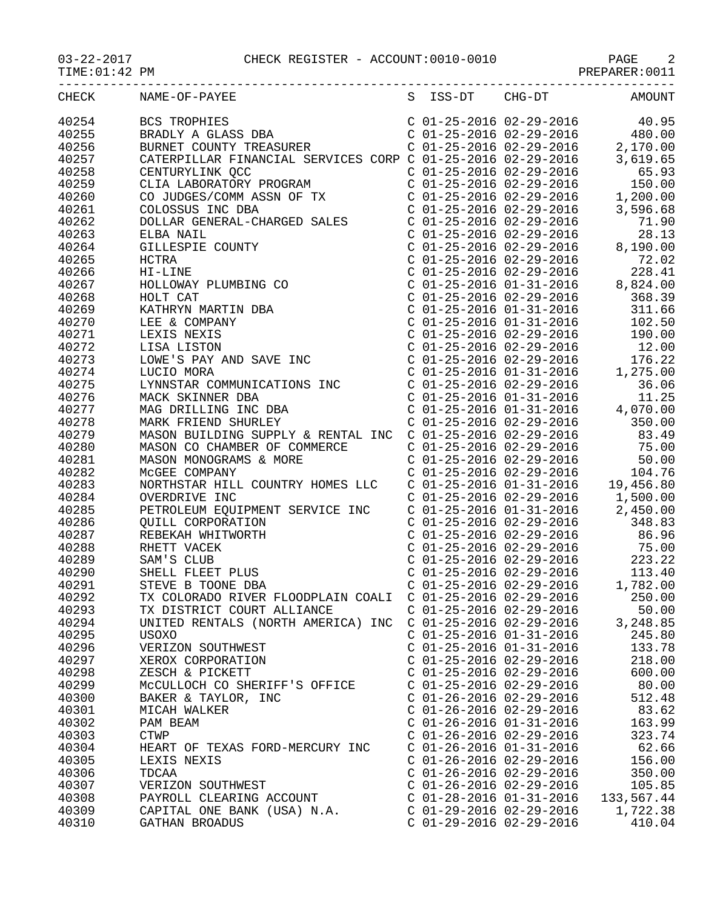CHECK REGISTER - ACCOUNT:0010-0010

03-22-2017
TIME:01:42 PM

PREPARER:0011

| CHECK | NAME-OF-PAYEE | S | ISS-DT | CHG-DT | AMOUNT |
|---|---|---|---|---|---|
| 40254 | BCS TROPHIES | C | 01-25-2016 | 02-29-2016 | 40.95 |
| 40255 | BRADLY A GLASS DBA | C | 01-25-2016 | 02-29-2016 | 480.00 |
| 40256 | BURNET COUNTY TREASURER | C | 01-25-2016 | 02-29-2016 | 2,170.00 |
| 40257 | CATERPILLAR FINANCIAL SERVICES CORP | C | 01-25-2016 | 02-29-2016 | 3,619.65 |
| 40258 | CENTURYLINK QCC | C | 01-25-2016 | 02-29-2016 | 65.93 |
| 40259 | CLIA LABORATORY PROGRAM | C | 01-25-2016 | 02-29-2016 | 150.00 |
| 40260 | CO JUDGES/COMM ASSN OF TX | C | 01-25-2016 | 02-29-2016 | 1,200.00 |
| 40261 | COLOSSUS INC DBA | C | 01-25-2016 | 02-29-2016 | 3,596.68 |
| 40262 | DOLLAR GENERAL-CHARGED SALES | C | 01-25-2016 | 02-29-2016 | 71.90 |
| 40263 | ELBA NAIL | C | 01-25-2016 | 02-29-2016 | 28.13 |
| 40264 | GILLESPIE COUNTY | C | 01-25-2016 | 02-29-2016 | 8,190.00 |
| 40265 | HCTRA | C | 01-25-2016 | 02-29-2016 | 72.02 |
| 40266 | HI-LINE | C | 01-25-2016 | 02-29-2016 | 228.41 |
| 40267 | HOLLOWAY PLUMBING CO | C | 01-25-2016 | 01-31-2016 | 8,824.00 |
| 40268 | HOLT CAT | C | 01-25-2016 | 02-29-2016 | 368.39 |
| 40269 | KATHRYN MARTIN DBA | C | 01-25-2016 | 01-31-2016 | 311.66 |
| 40270 | LEE & COMPANY | C | 01-25-2016 | 01-31-2016 | 102.50 |
| 40271 | LEXIS NEXIS | C | 01-25-2016 | 02-29-2016 | 190.00 |
| 40272 | LISA LISTON | C | 01-25-2016 | 02-29-2016 | 12.00 |
| 40273 | LOWE'S PAY AND SAVE INC | C | 01-25-2016 | 02-29-2016 | 176.22 |
| 40274 | LUCIO MORA | C | 01-25-2016 | 01-31-2016 | 1,275.00 |
| 40275 | LYNNSTAR COMMUNICATIONS INC | C | 01-25-2016 | 02-29-2016 | 36.06 |
| 40276 | MACK SKINNER DBA | C | 01-25-2016 | 01-31-2016 | 11.25 |
| 40277 | MAG DRILLING INC DBA | C | 01-25-2016 | 01-31-2016 | 4,070.00 |
| 40278 | MARK FRIEND SHURLEY | C | 01-25-2016 | 02-29-2016 | 350.00 |
| 40279 | MASON BUILDING SUPPLY & RENTAL INC | C | 01-25-2016 | 02-29-2016 | 83.49 |
| 40280 | MASON CO CHAMBER OF COMMERCE | C | 01-25-2016 | 02-29-2016 | 75.00 |
| 40281 | MASON MONOGRAMS & MORE | C | 01-25-2016 | 02-29-2016 | 50.00 |
| 40282 | McGEE COMPANY | C | 01-25-2016 | 02-29-2016 | 104.76 |
| 40283 | NORTHSTAR HILL COUNTRY HOMES LLC | C | 01-25-2016 | 01-31-2016 | 19,456.80 |
| 40284 | OVERDRIVE INC | C | 01-25-2016 | 02-29-2016 | 1,500.00 |
| 40285 | PETROLEUM EQUIPMENT SERVICE INC | C | 01-25-2016 | 01-31-2016 | 2,450.00 |
| 40286 | QUILL CORPORATION | C | 01-25-2016 | 02-29-2016 | 348.83 |
| 40287 | REBEKAH WHITWORTH | C | 01-25-2016 | 02-29-2016 | 86.96 |
| 40288 | RHETT VACEK | C | 01-25-2016 | 02-29-2016 | 75.00 |
| 40289 | SAM'S CLUB | C | 01-25-2016 | 02-29-2016 | 223.22 |
| 40290 | SHELL FLEET PLUS | C | 01-25-2016 | 02-29-2016 | 113.40 |
| 40291 | STEVE B TOONE DBA | C | 01-25-2016 | 02-29-2016 | 1,782.00 |
| 40292 | TX COLORADO RIVER FLOODPLAIN COALI | C | 01-25-2016 | 02-29-2016 | 250.00 |
| 40293 | TX DISTRICT COURT ALLIANCE | C | 01-25-2016 | 02-29-2016 | 50.00 |
| 40294 | UNITED RENTALS (NORTH AMERICA) INC | C | 01-25-2016 | 02-29-2016 | 3,248.85 |
| 40295 | USOXO | C | 01-25-2016 | 01-31-2016 | 245.80 |
| 40296 | VERIZON SOUTHWEST | C | 01-25-2016 | 01-31-2016 | 133.78 |
| 40297 | XEROX CORPORATION | C | 01-25-2016 | 02-29-2016 | 218.00 |
| 40298 | ZESCH & PICKETT | C | 01-25-2016 | 02-29-2016 | 600.00 |
| 40299 | McCULLOCH CO SHERIFF'S OFFICE | C | 01-25-2016 | 02-29-2016 | 80.00 |
| 40300 | BAKER & TAYLOR, INC | C | 01-26-2016 | 02-29-2016 | 512.48 |
| 40301 | MICAH WALKER | C | 01-26-2016 | 02-29-2016 | 83.62 |
| 40302 | PAM BEAM | C | 01-26-2016 | 01-31-2016 | 163.99 |
| 40303 | CTWP | C | 01-26-2016 | 02-29-2016 | 323.74 |
| 40304 | HEART OF TEXAS FORD-MERCURY INC | C | 01-26-2016 | 01-31-2016 | 62.66 |
| 40305 | LEXIS NEXIS | C | 01-26-2016 | 02-29-2016 | 156.00 |
| 40306 | TDCAA | C | 01-26-2016 | 02-29-2016 | 350.00 |
| 40307 | VERIZON SOUTHWEST | C | 01-26-2016 | 02-29-2016 | 105.85 |
| 40308 | PAYROLL CLEARING ACCOUNT | C | 01-28-2016 | 01-31-2016 | 133,567.44 |
| 40309 | CAPITAL ONE BANK (USA) N.A. | C | 01-29-2016 | 02-29-2016 | 1,722.38 |
| 40310 | GATHAN BROADUS | C | 01-29-2016 | 02-29-2016 | 410.04 |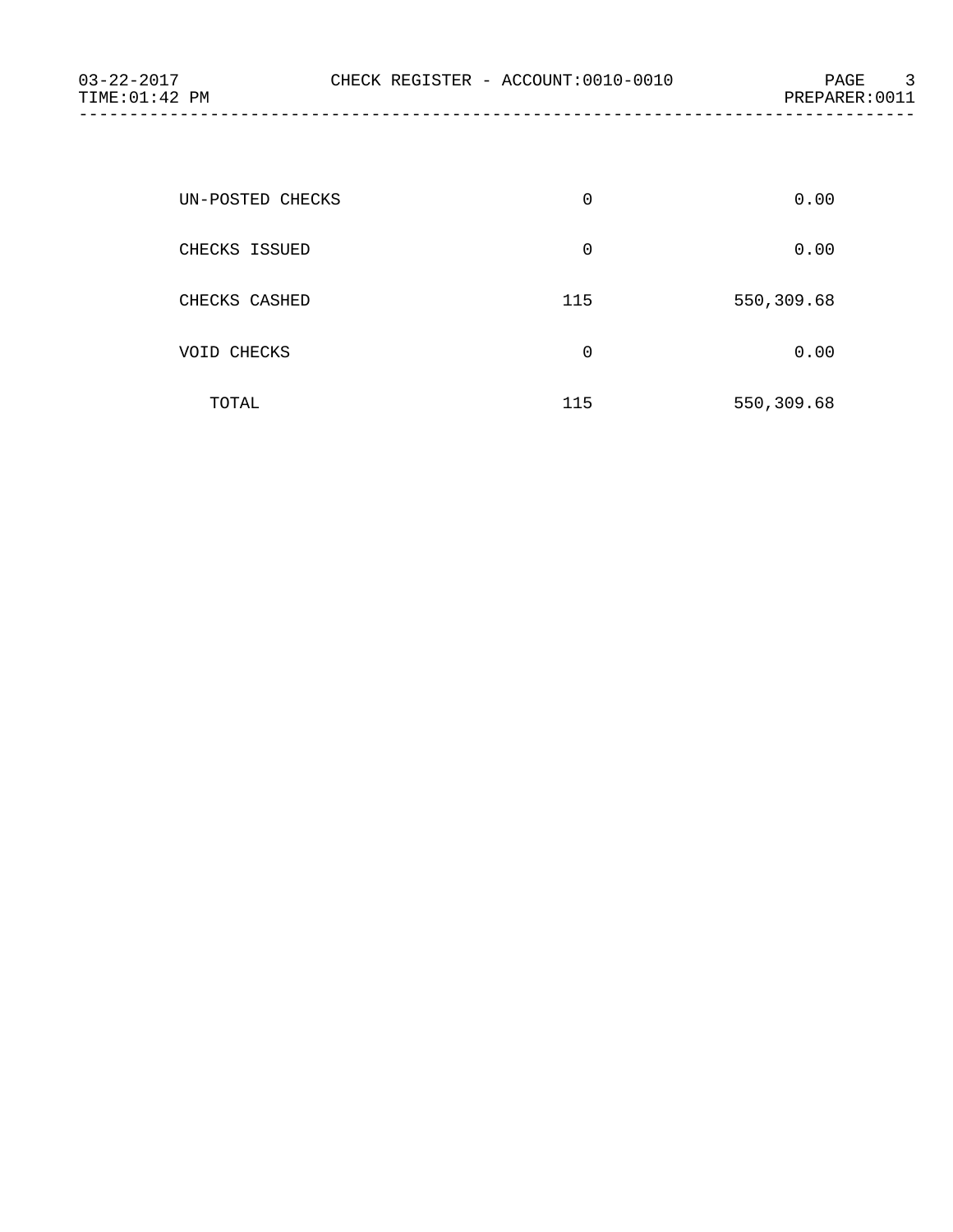| | | |
|---|---|---|
| UN-POSTED CHECKS | 0 | 0.00 |
| CHECKS ISSUED | 0 | 0.00 |
| CHECKS CASHED | 115 | 550,309.68 |
| VOID CHECKS | 0 | 0.00 |
| TOTAL | 115 | 550,309.68 |